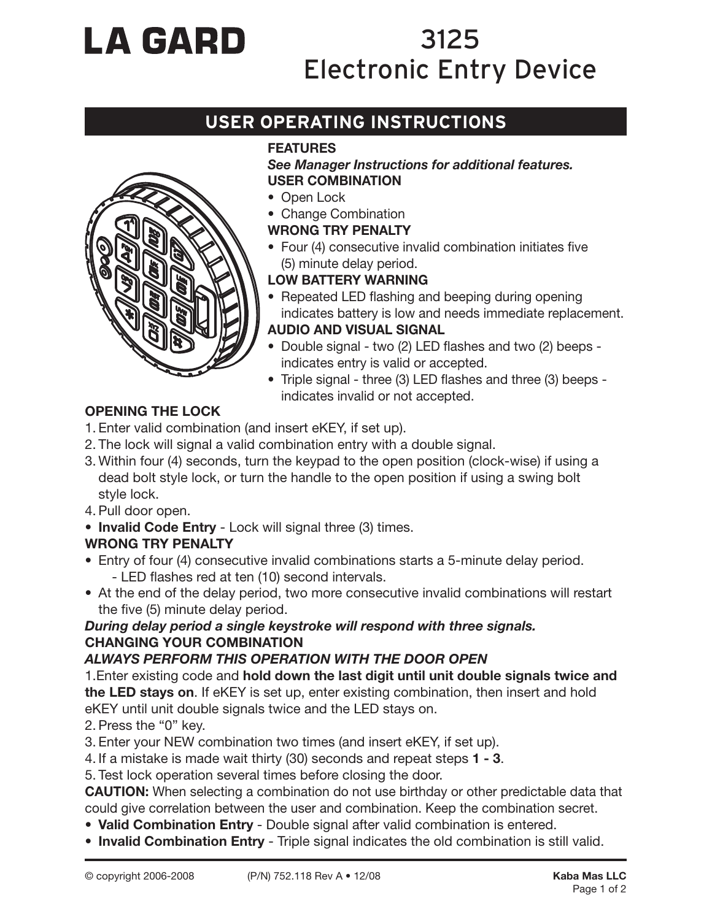# LA GARD

# 3125 Electronic Entry Device

## USER OPERATING INSTRUCTIONS

**FEATURES**

***See Manager Instructions for additional features.***

**USER COMBINATION**

- Open Lock
- Change Combination

**WRONG TRY PENALTY**

- Four (4) consecutive invalid combination initiates five (5) minute delay period.

**LOW BATTERY WARNING**

- Repeated LED flashing and beeping during opening indicates battery is low and needs immediate replacement.

**AUDIO AND VISUAL SIGNAL**

- Double signal - two (2) LED flashes and two (2) beeps - indicates entry is valid or accepted.
- Triple signal - three (3) LED flashes and three (3) beeps - indicates invalid or not accepted.

**OPENING THE LOCK**

1. Enter valid combination (and insert eKEY, if set up).
2. The lock will signal a valid combination entry with a double signal.
3. Within four (4) seconds, turn the keypad to the open position (clock-wise) if using a dead bolt style lock, or turn the handle to the open position if using a swing bolt style lock.
4. Pull door open.

- **Invalid Code Entry** - Lock will signal three (3) times.

**WRONG TRY PENALTY**

- Entry of four (4) consecutive invalid combinations starts a 5-minute delay period.
  - LED flashes red at ten (10) second intervals.
- At the end of the delay period, two more consecutive invalid combinations will restart the five (5) minute delay period.

***During delay period a single keystroke will respond with three signals.***

**CHANGING YOUR COMBINATION**

***ALWAYS PERFORM THIS OPERATION WITH THE DOOR OPEN***

1. Enter existing code and **hold down the last digit until unit double signals twice and the LED stays on**. If eKEY is set up, enter existing combination, then insert and hold eKEY until unit double signals twice and the LED stays on.
2. Press the "0" key.
3. Enter your NEW combination two times (and insert eKEY, if set up).
4. If a mistake is made wait thirty (30) seconds and repeat steps **1 - 3**.
5. Test lock operation several times before closing the door.

**CAUTION:** When selecting a combination do not use birthday or other predictable data that could give correlation between the user and combination. Keep the combination secret.

- **Valid Combination Entry** - Double signal after valid combination is entered.
- **Invalid Combination Entry** - Triple signal indicates the old combination is still valid.

© copyright 2006-2008 (P/N) 752.118 Rev A • 12/08 **Kaba Mas LLC**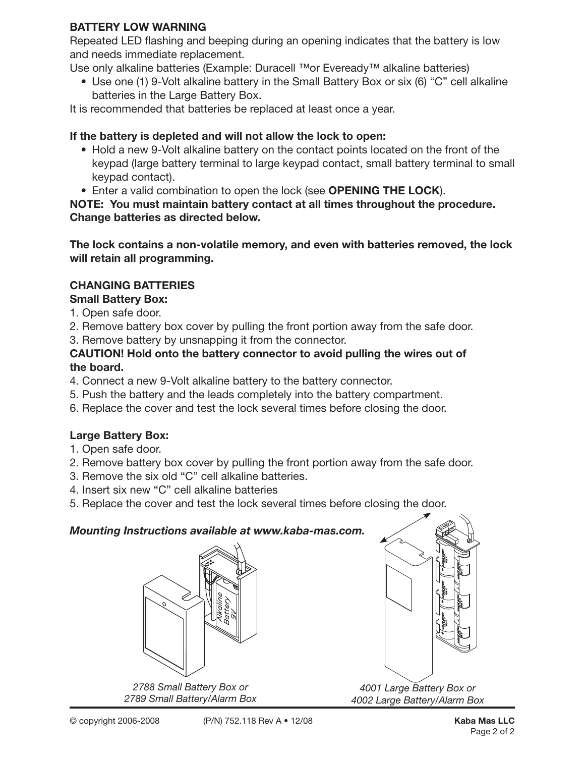**BATTERY LOW WARNING**

Repeated LED flashing and beeping during an opening indicates that the battery is low and needs immediate replacement.

Use only alkaline batteries (Example: Duracell ™or Eveready™ alkaline batteries)

- Use one (1) 9-Volt alkaline battery in the Small Battery Box or six (6) "C" cell alkaline batteries in the Large Battery Box.

It is recommended that batteries be replaced at least once a year.

**If the battery is depleted and will not allow the lock to open:**

- Hold a new 9-Volt alkaline battery on the contact points located on the front of the keypad (large battery terminal to large keypad contact, small battery terminal to small keypad contact).
- Enter a valid combination to open the lock (see **OPENING THE LOCK**).

**NOTE: You must maintain battery contact at all times throughout the procedure. Change batteries as directed below.**

**The lock contains a non-volatile memory, and even with batteries removed, the lock will retain all programming.**

**CHANGING BATTERIES**

**Small Battery Box:**

1. Open safe door.
2. Remove battery box cover by pulling the front portion away from the safe door.
3. Remove battery by unsnapping it from the connector.

**CAUTION! Hold onto the battery connector to avoid pulling the wires out of the board.**

4. Connect a new 9-Volt alkaline battery to the battery connector.
5. Push the battery and the leads completely into the battery compartment.
6. Replace the cover and test the lock several times before closing the door.

**Large Battery Box:**

1. Open safe door.
2. Remove battery box cover by pulling the front portion away from the safe door.
3. Remove the six old "C" cell alkaline batteries.
4. Insert six new "C" cell alkaline batteries
5. Replace the cover and test the lock several times before closing the door.

***Mounting Instructions available at www.kaba-mas.com.***

Alkaline Battery 9V

*2788 Small Battery Box or 2789 Small Battery/Alarm Box*

*4001 Large Battery Box or 4002 Large Battery/Alarm Box*

© copyright 2006-2008 (P/N) 752.118 Rev A • 12/08 **Kaba Mas LLC**